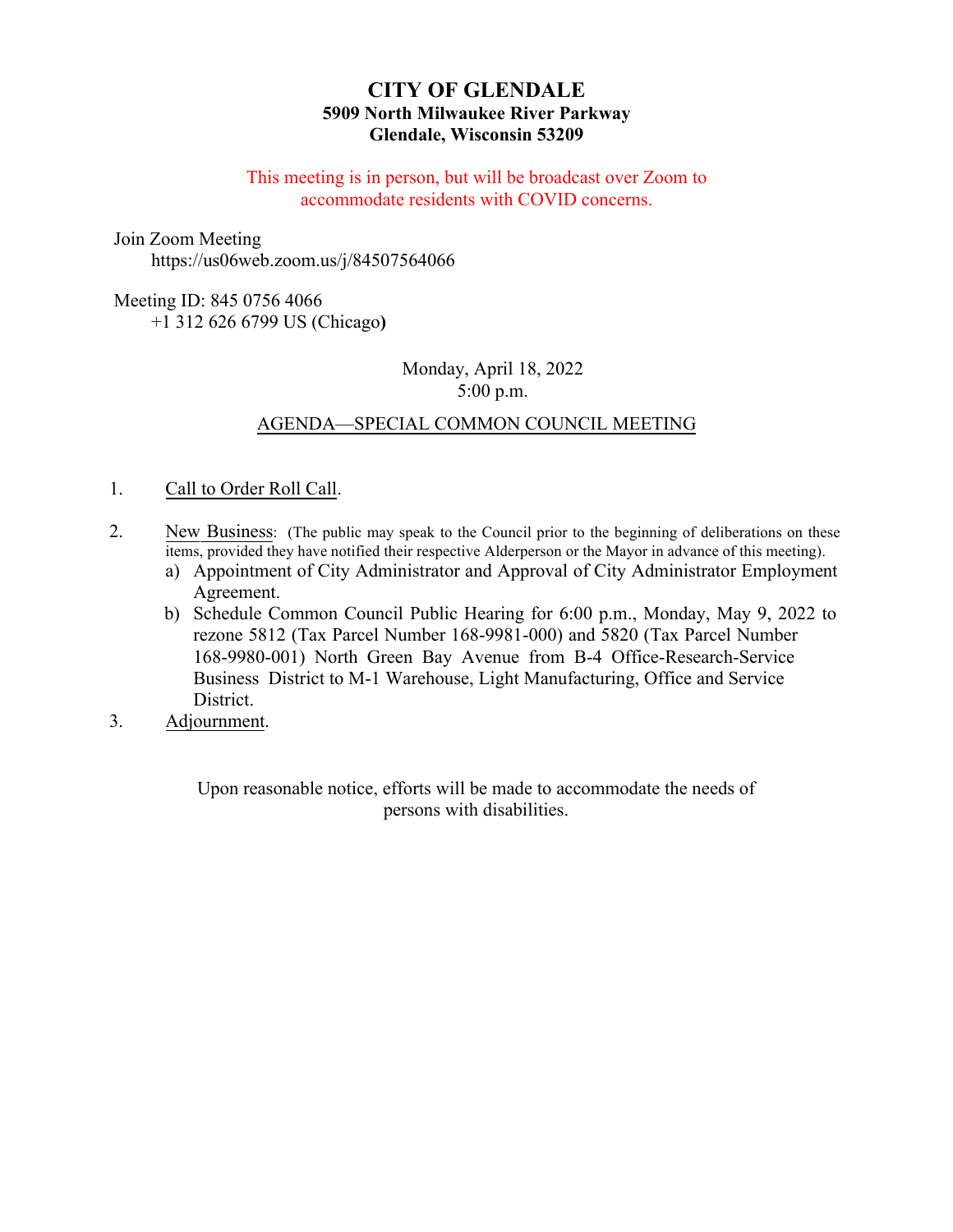# CITY OF GLENDALE

**5909 North Milwaukee River Parkway**
**Glendale, Wisconsin 53209**

This meeting is in person, but will be broadcast over Zoom to accommodate residents with COVID concerns.

Join Zoom Meeting
https://us06web.zoom.us/j/84507564066

Meeting ID: 845 0756 4066
+1 312 626 6799 US (Chicago)

Monday, April 18, 2022
5:00 p.m.

## AGENDA—SPECIAL COMMON COUNCIL MEETING

1. Call to Order Roll Call.

2. New Business: (The public may speak to the Council prior to the beginning of deliberations on these items, provided they have notified their respective Alderperson or the Mayor in advance of this meeting).
   a) Appointment of City Administrator and Approval of City Administrator Employment Agreement.
   b) Schedule Common Council Public Hearing for 6:00 p.m., Monday, May 9, 2022 to rezone 5812 (Tax Parcel Number 168-9981-000) and 5820 (Tax Parcel Number 168-9980-001) North Green Bay Avenue from B-4 Office-Research-Service Business District to M-1 Warehouse, Light Manufacturing, Office and Service District.

3. Adjournment.

Upon reasonable notice, efforts will be made to accommodate the needs of persons with disabilities.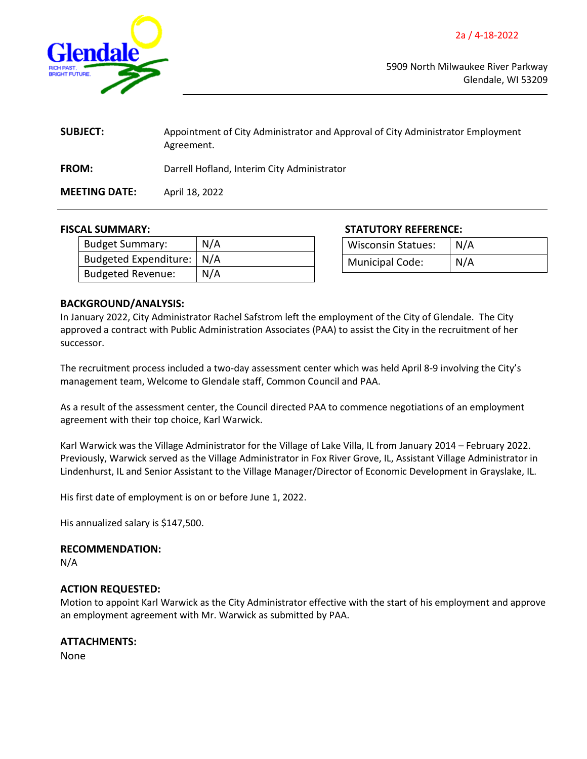2a / 4-18-2022

5909 North Milwaukee River Parkway
Glendale, WI 53209

**SUBJECT:** Appointment of City Administrator and Approval of City Administrator Employment Agreement.

**FROM:** Darrell Hofland, Interim City Administrator

**MEETING DATE:** April 18, 2022

**FISCAL SUMMARY:**

| Budget Summary: | N/A |
|---|---|
| Budgeted Expenditure: | N/A |
| Budgeted Revenue: | N/A |

**STATUTORY REFERENCE:**

| Wisconsin Statues: | N/A |
|---|---|
| Municipal Code: | N/A |

**BACKGROUND/ANALYSIS:**

In January 2022, City Administrator Rachel Safstrom left the employment of the City of Glendale. The City approved a contract with Public Administration Associates (PAA) to assist the City in the recruitment of her successor.

The recruitment process included a two-day assessment center which was held April 8-9 involving the City's management team, Welcome to Glendale staff, Common Council and PAA.

As a result of the assessment center, the Council directed PAA to commence negotiations of an employment agreement with their top choice, Karl Warwick.

Karl Warwick was the Village Administrator for the Village of Lake Villa, IL from January 2014 – February 2022. Previously, Warwick served as the Village Administrator in Fox River Grove, IL, Assistant Village Administrator in Lindenhurst, IL and Senior Assistant to the Village Manager/Director of Economic Development in Grayslake, IL.

His first date of employment is on or before June 1, 2022.

His annualized salary is $147,500.

**RECOMMENDATION:**

N/A

**ACTION REQUESTED:**

Motion to appoint Karl Warwick as the City Administrator effective with the start of his employment and approve an employment agreement with Mr. Warwick as submitted by PAA.

**ATTACHMENTS:**

None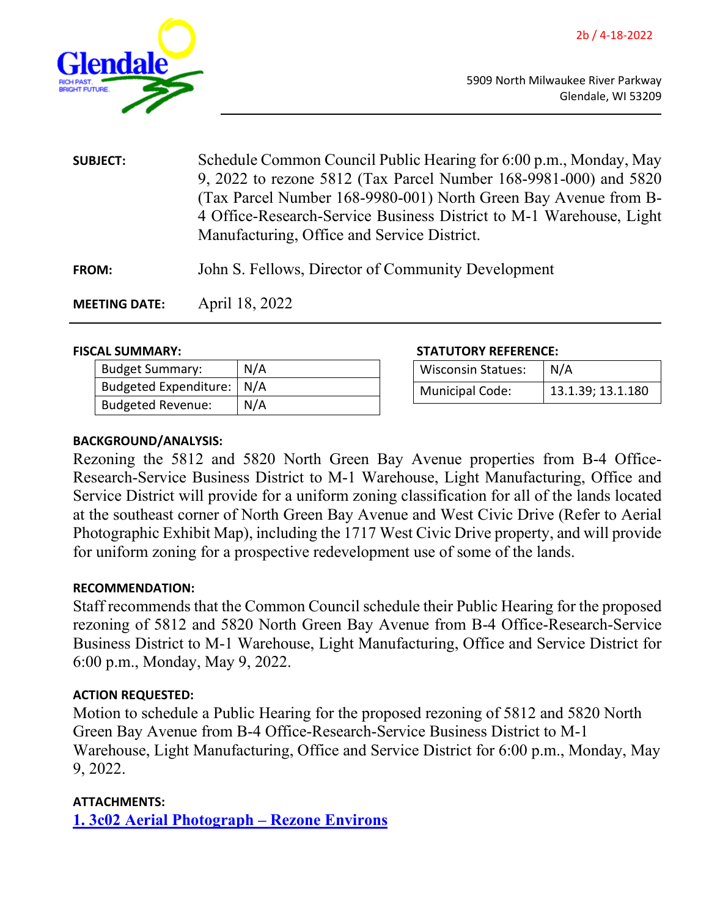2b / 4-18-2022

Glendale
RICH PAST. BRIGHT FUTURE.

5909 North Milwaukee River Parkway
Glendale, WI 53209

**SUBJECT:** Schedule Common Council Public Hearing for 6:00 p.m., Monday, May 9, 2022 to rezone 5812 (Tax Parcel Number 168-9981-000) and 5820 (Tax Parcel Number 168-9980-001) North Green Bay Avenue from B-4 Office-Research-Service Business District to M-1 Warehouse, Light Manufacturing, Office and Service District.

**FROM:** John S. Fellows, Director of Community Development

**MEETING DATE:** April 18, 2022

**FISCAL SUMMARY:**

| | |
|---|---|
| Budget Summary: | N/A |
| Budgeted Expenditure: | N/A |
| Budgeted Revenue: | N/A |

**STATUTORY REFERENCE:**

| | |
|---|---|
| Wisconsin Statues: | N/A |
| Municipal Code: | 13.1.39; 13.1.180 |

**BACKGROUND/ANALYSIS:**

Rezoning the 5812 and 5820 North Green Bay Avenue properties from B-4 Office-Research-Service Business District to M-1 Warehouse, Light Manufacturing, Office and Service District will provide for a uniform zoning classification for all of the lands located at the southeast corner of North Green Bay Avenue and West Civic Drive (Refer to Aerial Photographic Exhibit Map), including the 1717 West Civic Drive property, and will provide for uniform zoning for a prospective redevelopment use of some of the lands.

**RECOMMENDATION:**

Staff recommends that the Common Council schedule their Public Hearing for the proposed rezoning of 5812 and 5820 North Green Bay Avenue from B-4 Office-Research-Service Business District to M-1 Warehouse, Light Manufacturing, Office and Service District for 6:00 p.m., Monday, May 9, 2022.

**ACTION REQUESTED:**

Motion to schedule a Public Hearing for the proposed rezoning of 5812 and 5820 North Green Bay Avenue from B-4 Office-Research-Service Business District to M-1 Warehouse, Light Manufacturing, Office and Service District for 6:00 p.m., Monday, May 9, 2022.

**ATTACHMENTS:**

1. 3c02 Aerial Photograph – Rezone Environs